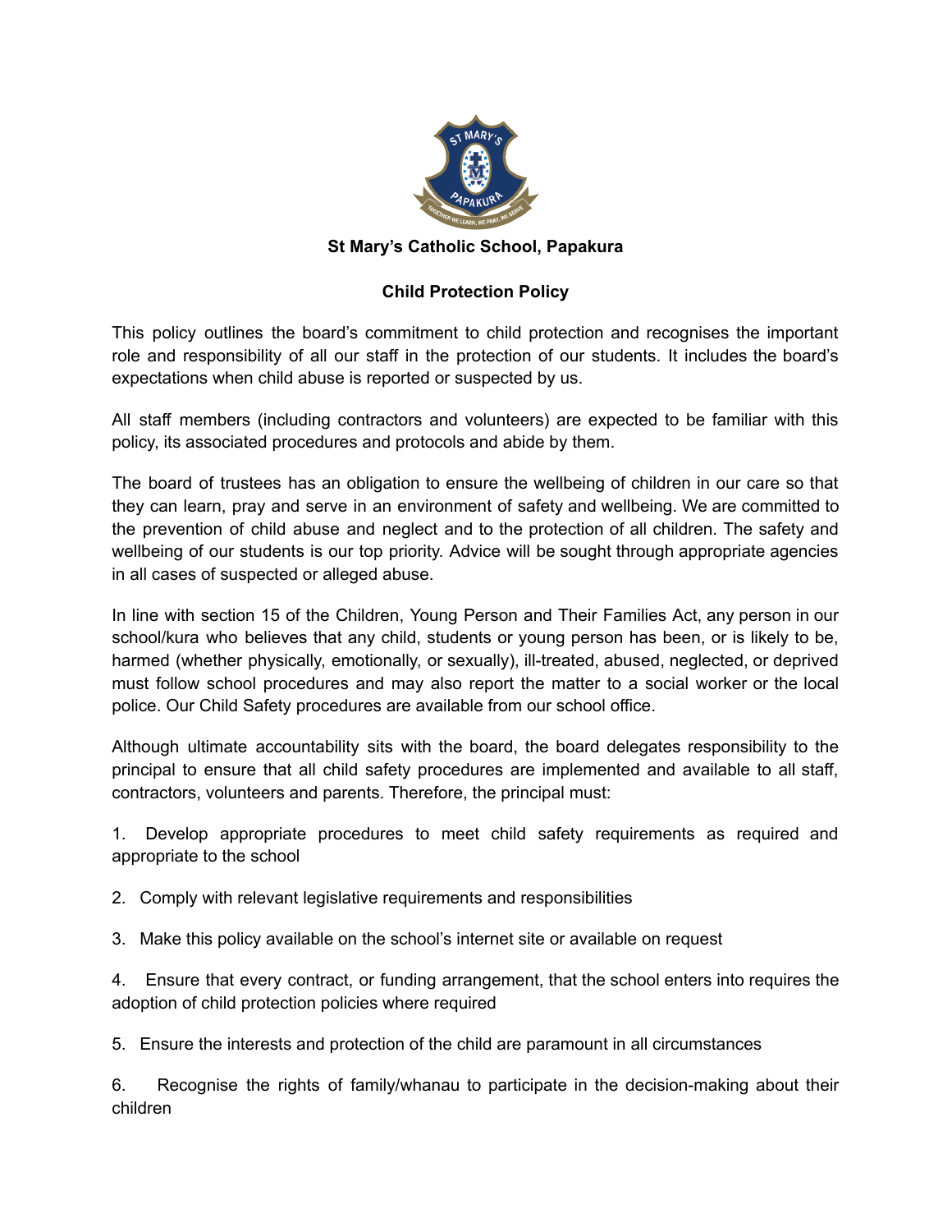**St Mary's Catholic School, Papakura**

**Child Protection Policy**

This policy outlines the board's commitment to child protection and recognises the important role and responsibility of all our staff in the protection of our students. It includes the board's expectations when child abuse is reported or suspected by us.

All staff members (including contractors and volunteers) are expected to be familiar with this policy, its associated procedures and protocols and abide by them.

The board of trustees has an obligation to ensure the wellbeing of children in our care so that they can learn, pray and serve in an environment of safety and wellbeing. We are committed to the prevention of child abuse and neglect and to the protection of all children. The safety and wellbeing of our students is our top priority. Advice will be sought through appropriate agencies in all cases of suspected or alleged abuse.

In line with section 15 of the Children, Young Person and Their Families Act, any person in our school/kura who believes that any child, students or young person has been, or is likely to be, harmed (whether physically, emotionally, or sexually), ill-treated, abused, neglected, or deprived must follow school procedures and may also report the matter to a social worker or the local police. Our Child Safety procedures are available from our school office.

Although ultimate accountability sits with the board, the board delegates responsibility to the principal to ensure that all child safety procedures are implemented and available to all staff, contractors, volunteers and parents. Therefore, the principal must:

1. Develop appropriate procedures to meet child safety requirements as required and appropriate to the school
2. Comply with relevant legislative requirements and responsibilities
3. Make this policy available on the school's internet site or available on request
4. Ensure that every contract, or funding arrangement, that the school enters into requires the adoption of child protection policies where required
5. Ensure the interests and protection of the child are paramount in all circumstances
6. Recognise the rights of family/whanau to participate in the decision-making about their children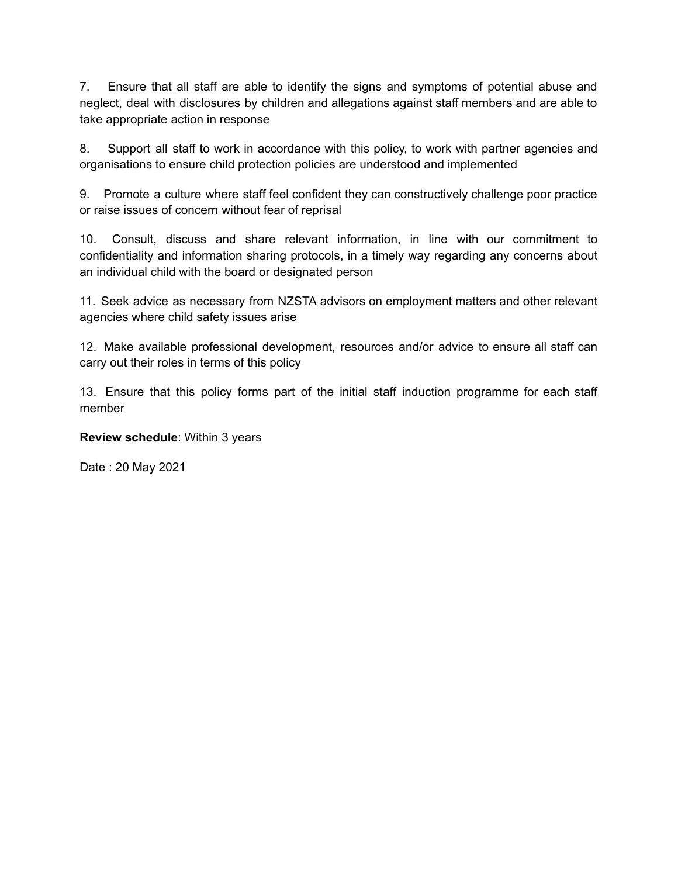7. Ensure that all staff are able to identify the signs and symptoms of potential abuse and neglect, deal with disclosures by children and allegations against staff members and are able to take appropriate action in response

8. Support all staff to work in accordance with this policy, to work with partner agencies and organisations to ensure child protection policies are understood and implemented

9. Promote a culture where staff feel confident they can constructively challenge poor practice or raise issues of concern without fear of reprisal

10. Consult, discuss and share relevant information, in line with our commitment to confidentiality and information sharing protocols, in a timely way regarding any concerns about an individual child with the board or designated person

11. Seek advice as necessary from NZSTA advisors on employment matters and other relevant agencies where child safety issues arise

12. Make available professional development, resources and/or advice to ensure all staff can carry out their roles in terms of this policy

13. Ensure that this policy forms part of the initial staff induction programme for each staff member

**Review schedule**: Within 3 years

Date : 20 May 2021